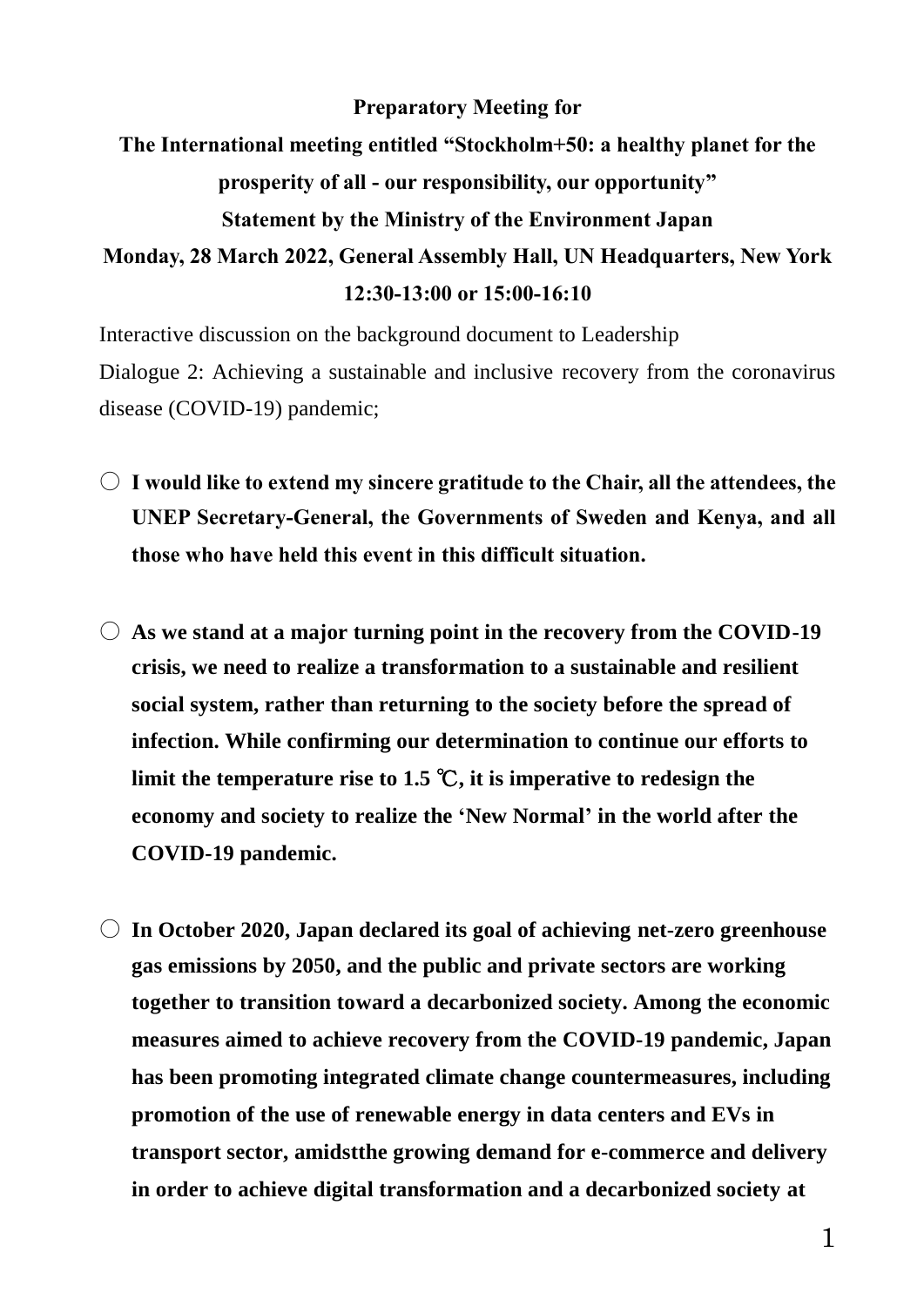**Preparatory Meeting for**

**The International meeting entitled "Stockholm+50: a healthy planet for the prosperity of all - our responsibility, our opportunity"**

**Statement by the Ministry of the Environment Japan**

**Monday, 28 March 2022, General Assembly Hall, UN Headquarters, New York**

**12:30-13:00 or 15:00-16:10**

Interactive discussion on the background document to Leadership Dialogue 2: Achieving a sustainable and inclusive recovery from the coronavirus disease (COVID-19) pandemic;

○ **I would like to extend my sincere gratitude to the Chair, all the attendees, the UNEP Secretary-General, the Governments of Sweden and Kenya, and all those who have held this event in this difficult situation.**

○ **As we stand at a major turning point in the recovery from the COVID-19 crisis, we need to realize a transformation to a sustainable and resilient social system, rather than returning to the society before the spread of infection. While confirming our determination to continue our efforts to limit the temperature rise to 1.5 ℃, it is imperative to redesign the economy and society to realize the 'New Normal' in the world after the COVID-19 pandemic.**

○ **In October 2020, Japan declared its goal of achieving net-zero greenhouse gas emissions by 2050, and the public and private sectors are working together to transition toward a decarbonized society. Among the economic measures aimed to achieve recovery from the COVID-19 pandemic, Japan has been promoting integrated climate change countermeasures, including promotion of the use of renewable energy in data centers and EVs in transport sector, amidstthe growing demand for e-commerce and delivery in order to achieve digital transformation and a decarbonized society at**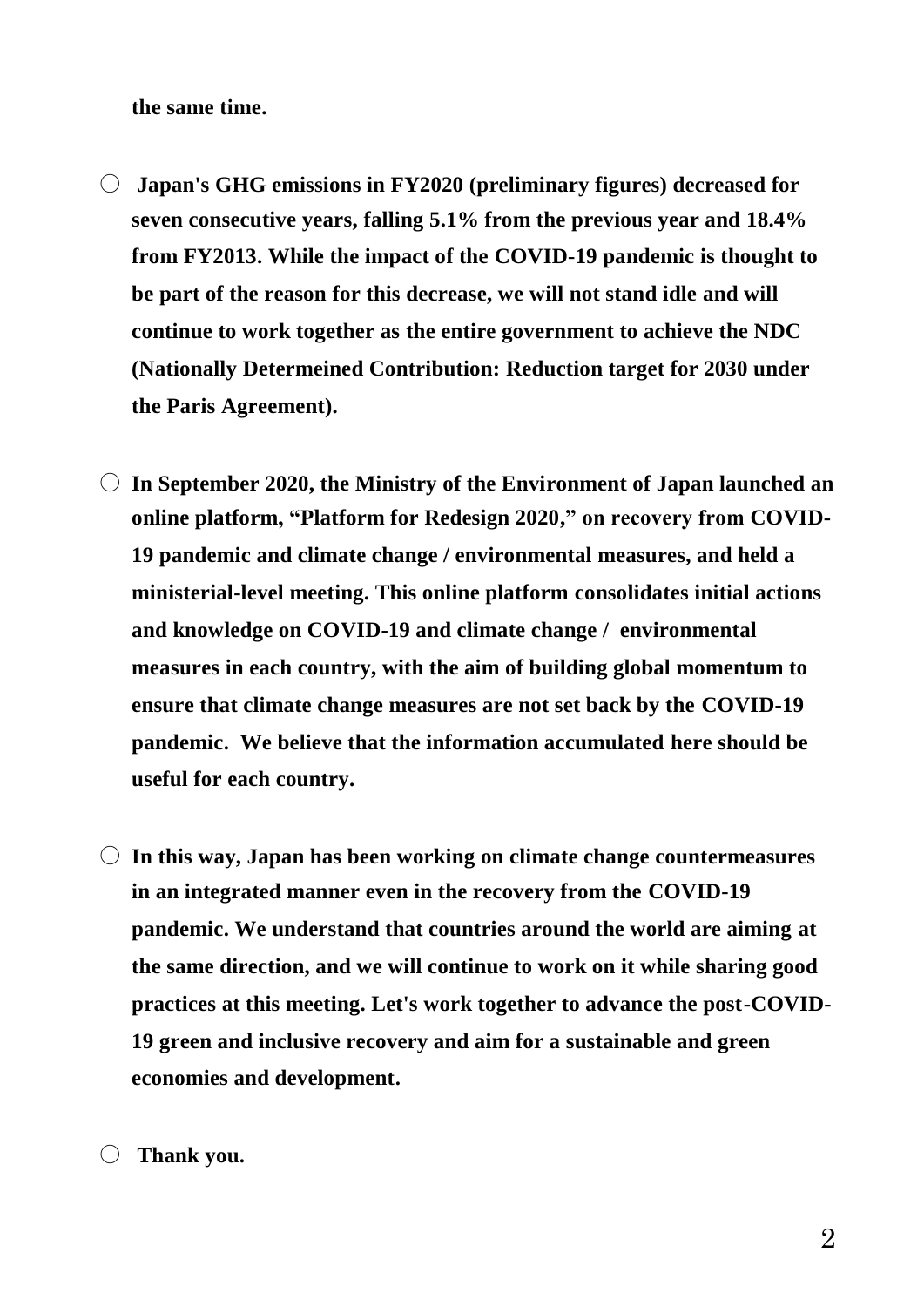**the same time.**

○ **Japan's GHG emissions in FY2020 (preliminary figures) decreased for seven consecutive years, falling 5.1% from the previous year and 18.4% from FY2013. While the impact of the COVID-19 pandemic is thought to be part of the reason for this decrease, we will not stand idle and will continue to work together as the entire government to achieve the NDC (Nationally Determeined Contribution: Reduction target for 2030 under the Paris Agreement).**

○ **In September 2020, the Ministry of the Environment of Japan launched an online platform, "Platform for Redesign 2020," on recovery from COVID-19 pandemic and climate change / environmental measures, and held a ministerial-level meeting. This online platform consolidates initial actions and knowledge on COVID-19 and climate change / environmental measures in each country, with the aim of building global momentum to ensure that climate change measures are not set back by the COVID-19 pandemic. We believe that the information accumulated here should be useful for each country.**

○ **In this way, Japan has been working on climate change countermeasures in an integrated manner even in the recovery from the COVID-19 pandemic. We understand that countries around the world are aiming at the same direction, and we will continue to work on it while sharing good practices at this meeting. Let's work together to advance the post-COVID-19 green and inclusive recovery and aim for a sustainable and green economies and development.**

○ **Thank you.**